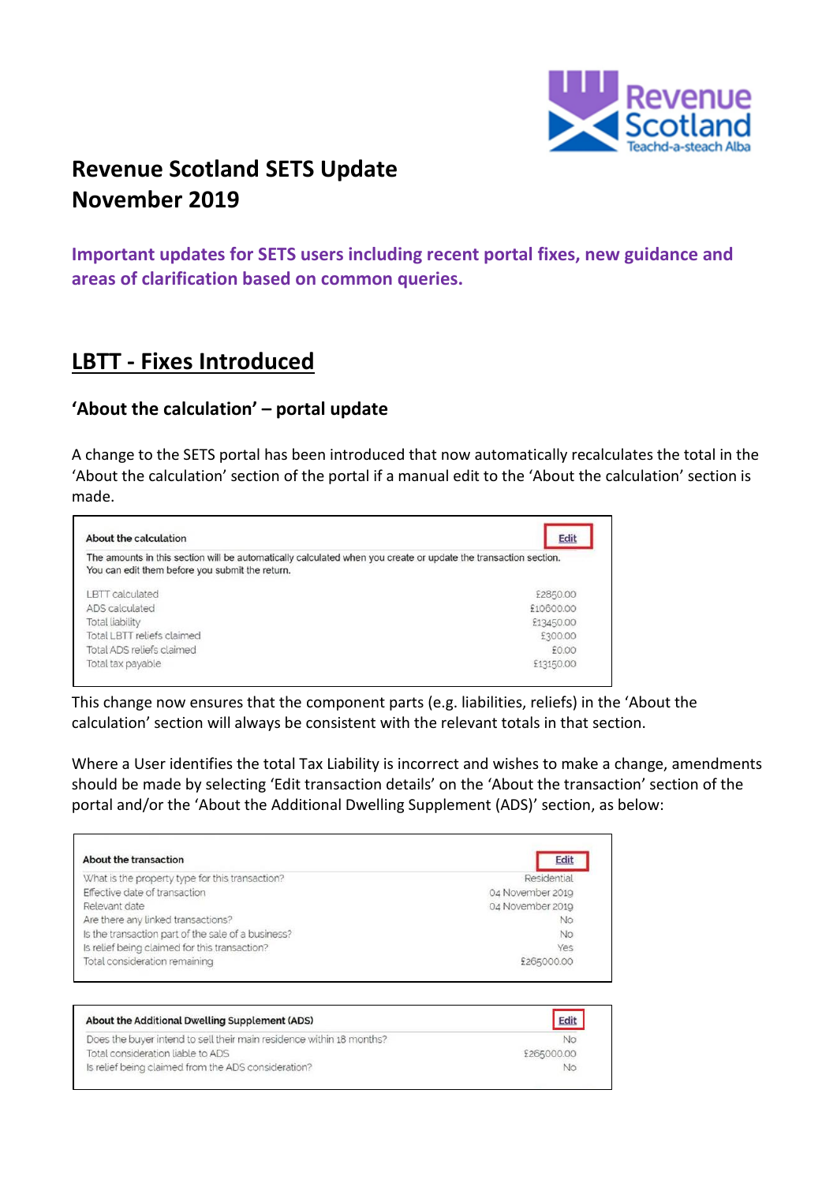# Revenue Scotland SETS Update November 2019

**Important updates for SETS users including recent portal fixes, new guidance and areas of clarification based on common queries.**

## LBTT - Fixes Introduced

### 'About the calculation' – portal update

A change to the SETS portal has been introduced that now automatically recalculates the total in the 'About the calculation' section of the portal if a manual edit to the 'About the calculation' section is made.

**About the calculation** — Edit

The amounts in this section will be automatically calculated when you create or update the transaction section. You can edit them before you submit the return.

| | |
|---|---|
| LBTT calculated | £2850.00 |
| ADS calculated | £10600.00 |
| Total liability | £13450.00 |
| Total LBTT reliefs claimed | £300.00 |
| Total ADS reliefs claimed | £0.00 |
| Total tax payable | £13150.00 |

This change now ensures that the component parts (e.g. liabilities, reliefs) in the 'About the calculation' section will always be consistent with the relevant totals in that section.

Where a User identifies the total Tax Liability is incorrect and wishes to make a change, amendments should be made by selecting 'Edit transaction details' on the 'About the transaction' section of the portal and/or the 'About the Additional Dwelling Supplement (ADS)' section, as below:

**About the transaction** — Edit

| | |
|---|---|
| What is the property type for this transaction? | Residential |
| Effective date of transaction | 04 November 2019 |
| Relevant date | 04 November 2019 |
| Are there any linked transactions? | No |
| Is the transaction part of the sale of a business? | No |
| Is relief being claimed for this transaction? | Yes |
| Total consideration remaining | £265000.00 |

**About the Additional Dwelling Supplement (ADS)** — Edit

| | |
|---|---|
| Does the buyer intend to sell their main residence within 18 months? | No |
| Total consideration liable to ADS | £265000.00 |
| Is relief being claimed from the ADS consideration? | No |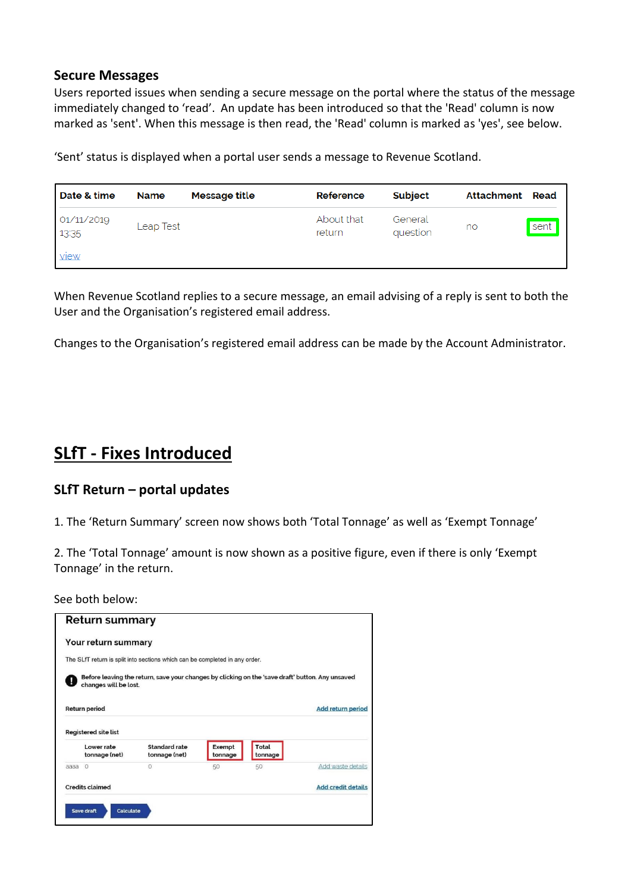### Secure Messages

Users reported issues when sending a secure message on the portal where the status of the message immediately changed to 'read'. An update has been introduced so that the 'Read' column is now marked as 'sent'. When this message is then read, the 'Read' column is marked as 'yes', see below.

'Sent' status is displayed when a portal user sends a message to Revenue Scotland.

| Date & time | Name | Message title | Reference | Subject | Attachment | Read |
|---|---|---|---|---|---|---|
| 01/11/2019 13:35 view | Leap Test | | About that return | General question | no | sent |

When Revenue Scotland replies to a secure message, an email advising of a reply is sent to both the User and the Organisation's registered email address.

Changes to the Organisation's registered email address can be made by the Account Administrator.

# SLfT - Fixes Introduced

### SLfT Return – portal updates

1. The 'Return Summary' screen now shows both 'Total Tonnage' as well as 'Exempt Tonnage'

2. The 'Total Tonnage' amount is now shown as a positive figure, even if there is only 'Exempt Tonnage' in the return.

See both below:

**Return summary**

**Your return summary**

The SLfT return is split into sections which can be completed in any order.

**Before leaving the return, save your changes by clicking on the 'save draft' button. Any unsaved changes will be lost.**

Return period — Add return period

Registered site list

| | Lower rate tonnage (net) | Standard rate tonnage (net) | Exempt tonnage | Total tonnage | |
|---|---|---|---|---|---|
| aaaa | 0 | 0 | 50 | 50 | Add waste details |

Credits claimed — Add credit details

Save draft | Calculate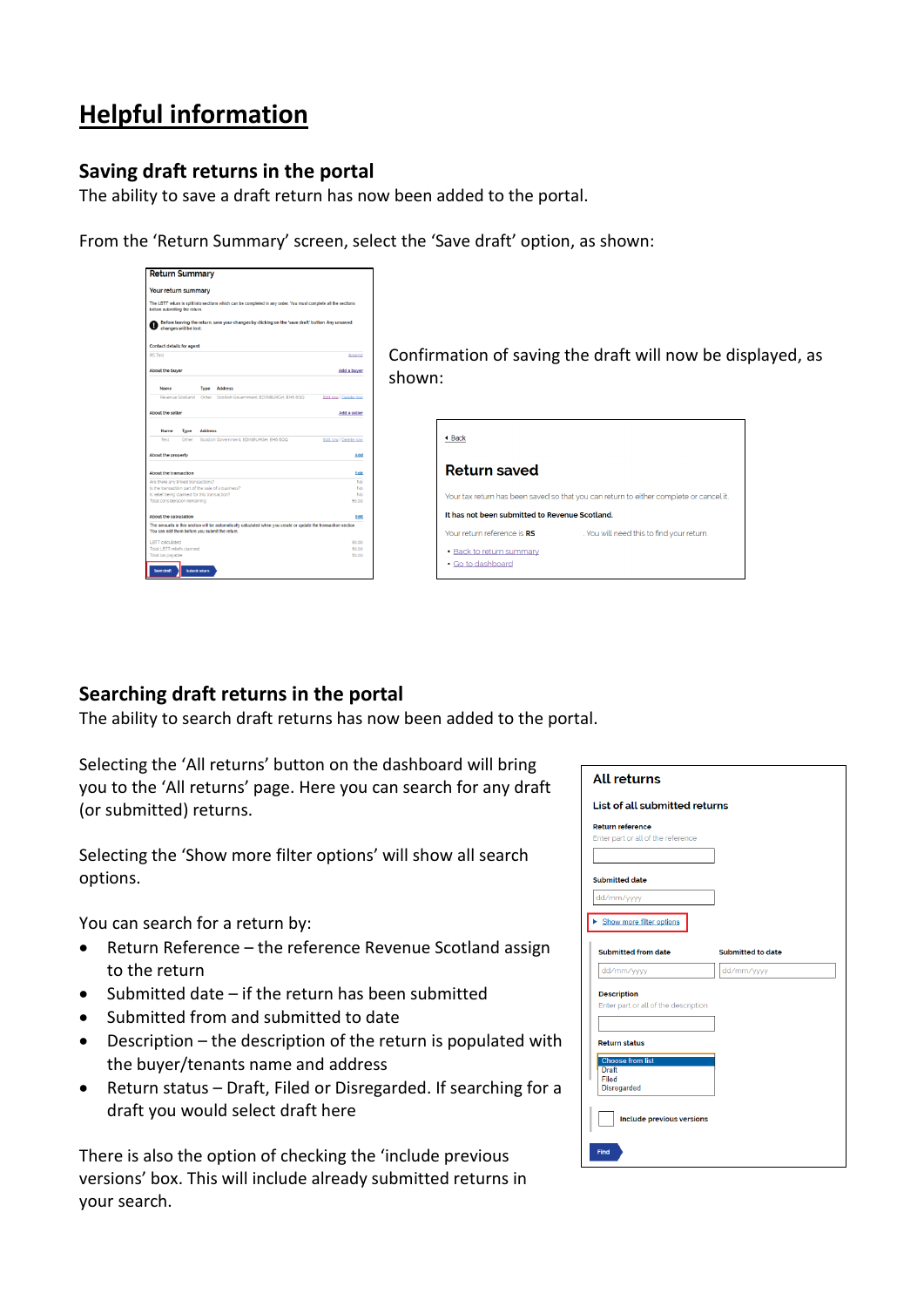# Helpful information

## Saving draft returns in the portal

The ability to save a draft return has now been added to the portal.

From the 'Return Summary' screen, select the 'Save draft' option, as shown:

Confirmation of saving the draft will now be displayed, as shown:

## Searching draft returns in the portal

The ability to search draft returns has now been added to the portal.

Selecting the 'All returns' button on the dashboard will bring you to the 'All returns' page. Here you can search for any draft (or submitted) returns.

Selecting the 'Show more filter options' will show all search options.

You can search for a return by:

- Return Reference – the reference Revenue Scotland assign to the return
- Submitted date – if the return has been submitted
- Submitted from and submitted to date
- Description – the description of the return is populated with the buyer/tenants name and address
- Return status – Draft, Filed or Disregarded. If searching for a draft you would select draft here

There is also the option of checking the 'include previous versions' box. This will include already submitted returns in your search.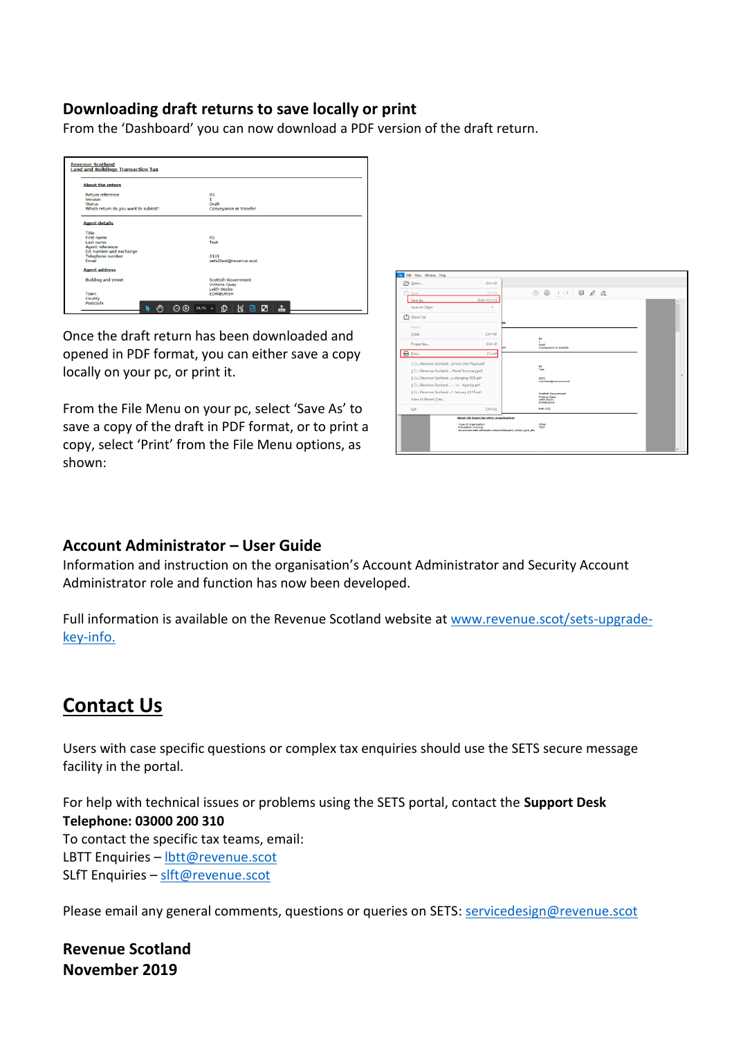## Downloading draft returns to save locally or print

From the 'Dashboard' you can now download a PDF version of the draft return.

Once the draft return has been downloaded and opened in PDF format, you can either save a copy locally on your pc, or print it.

From the File Menu on your pc, select 'Save As' to save a copy of the draft in PDF format, or to print a copy, select 'Print' from the File Menu options, as shown:

## Account Administrator – User Guide

Information and instruction on the organisation's Account Administrator and Security Account Administrator role and function has now been developed.

Full information is available on the Revenue Scotland website at [www.revenue.scot/sets-upgrade-key-info.](www.revenue.scot/sets-upgrade-key-info)

# Contact Us

Users with case specific questions or complex tax enquiries should use the SETS secure message facility in the portal.

For help with technical issues or problems using the SETS portal, contact the **Support Desk**
**Telephone: 03000 200 310**
To contact the specific tax teams, email:
LBTT Enquiries – [lbtt@revenue.scot](mailto:lbtt@revenue.scot)
SLfT Enquiries – [slft@revenue.scot](mailto:slft@revenue.scot)

Please email any general comments, questions or queries on SETS: [servicedesign@revenue.scot](mailto:servicedesign@revenue.scot)

**Revenue Scotland**
**November 2019**